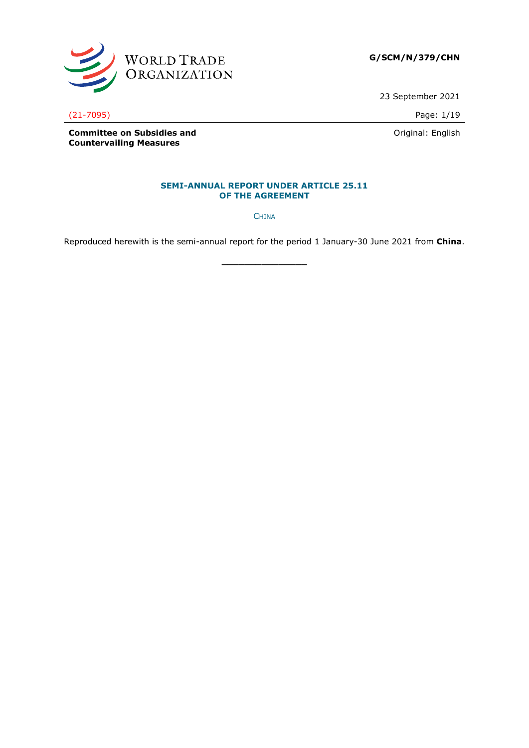WORLD TRADE ORGANIZATION

**G/SCM/N/379/CHN**

23 September 2021

(21-7095)

Original: English

**Committee on Subsidies and Countervailing Measures**

## SEMI-ANNUAL REPORT UNDER ARTICLE 25.11 OF THE AGREEMENT

CHINA

Reproduced herewith is the semi-annual report for the period 1 January-30 June 2021 from **China**.

\_\_\_\_\_\_\_\_\_\_\_\_\_\_\_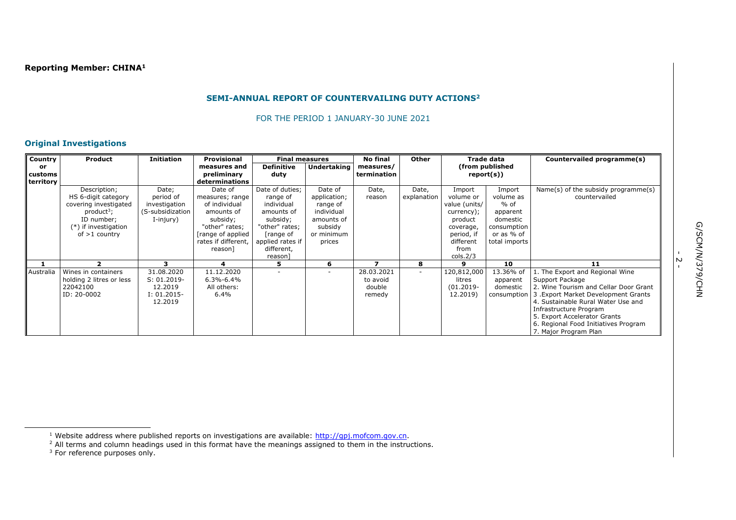**Reporting Member: CHINA[1]**

## SEMI-ANNUAL REPORT OF COUNTERVAILING DUTY ACTIONS[2]

FOR THE PERIOD 1 JANUARY-30 JUNE 2021

### Original Investigations

| Country or customs territory | Product | Initiation | Provisional measures and preliminary determinations | Final measures | | No final measures/ termination | Other | Trade data (from published report(s)) | | Countervailed programme(s) |
|---|---|---|---|---|---|---|---|---|---|---|
| | | | | Definitive duty | Undertaking | | | | | |
| | Description; HS 6-digit category covering investigated product[3]; ID number; (*) if investigation of >1 country | Date; period of investigation (S-subsidization I-injury) | Date of measures; range of individual amounts of subsidy; "other" rates; [range of applied rates if different, reason] | Date of duties; range of individual amounts of subsidy; "other" rates; [range of applied rates if different, reason] | Date of application; range of individual amounts of subsidy or minimum prices | Date, reason | Date, explanation | Import volume or value (units/ currency); product coverage, period, if different from cols.2/3 | Import volume as % of apparent domestic consumption or as % of total imports | Name(s) of the subsidy programme(s) countervailed |
| 1 | 2 | 3 | 4 | 5 | 6 | 7 | 8 | 9 | 10 | 11 |
| Australia | Wines in containers holding 2 litres or less<br>22042100<br>ID: 20-0002 | 31.08.2020<br>S: 01.2019-12.2019<br>I: 01.2015-12.2019 | 11.12.2020<br>6.3%-6.4%<br>All others: 6.4% | - | - | 28.03.2021 to avoid double remedy | - | 120,812,000 litres (01.2019-12.2019) | 13.36% of apparent domestic consumption | 1. The Export and Regional Wine Support Package<br>2. Wine Tourism and Cellar Door Grant<br>3 .Export Market Development Grants<br>4. Sustainable Rural Water Use and Infrastructure Program<br>5. Export Accelerator Grants<br>6. Regional Food Initiatives Program<br>7. Major Program Plan |

[1] Website address where published reports on investigations are available: http://gpj.mofcom.gov.cn.

[2] All terms and column headings used in this format have the meanings assigned to them in the instructions.

[3] For reference purposes only.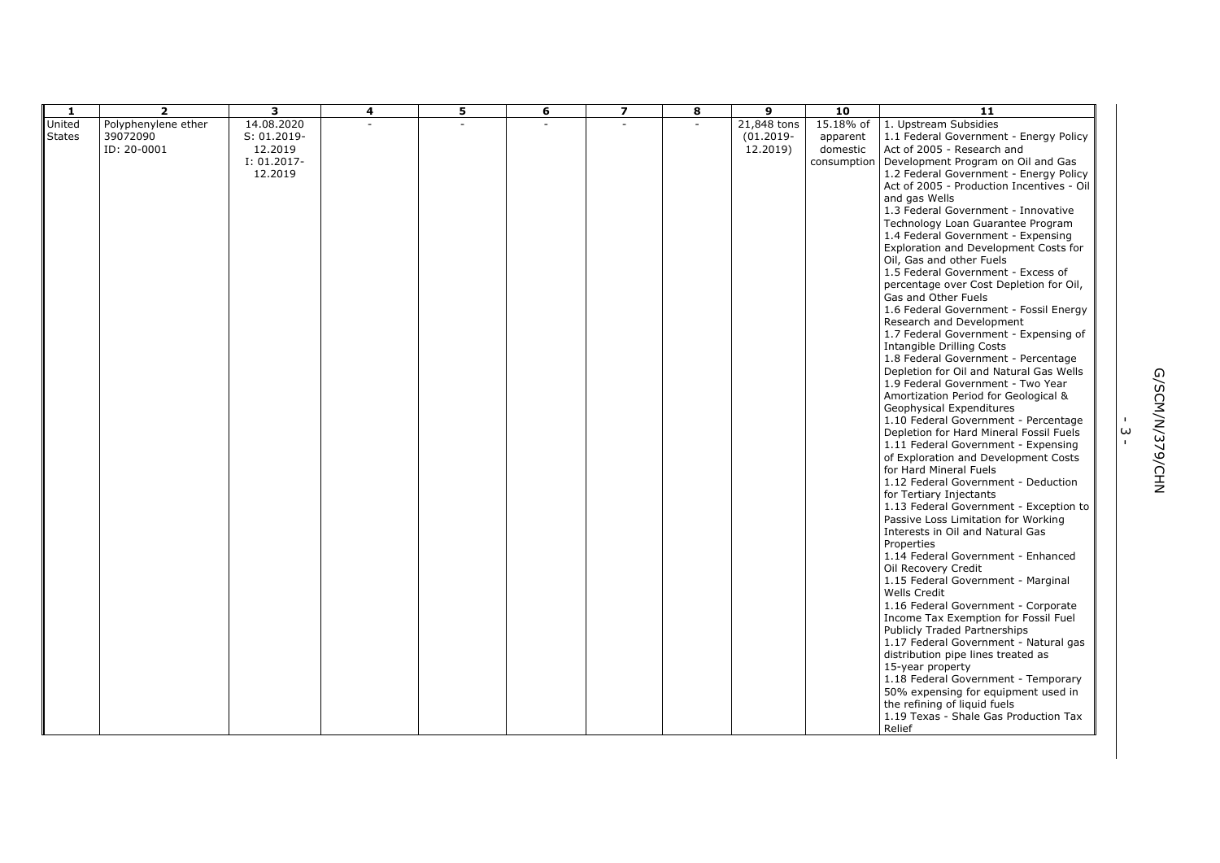| 1 | 2 | 3 | 4 | 5 | 6 | 7 | 8 | 9 | 10 | 11 |
|---|---|---|---|---|---|---|---|---|---|---|
| United States | Polyphenylene ether 39072090 ID: 20-0001 | 14.08.2020 S: 01.2019-12.2019 I: 01.2017-12.2019 | - | - | - | - | - | 21,848 tons (01.2019-12.2019) | 15.18% of apparent domestic consumption | 1. Upstream Subsidies<br>1.1 Federal Government - Energy Policy Act of 2005 - Research and Development Program on Oil and Gas<br>1.2 Federal Government - Energy Policy Act of 2005 - Production Incentives - Oil and gas Wells<br>1.3 Federal Government - Innovative Technology Loan Guarantee Program<br>1.4 Federal Government - Expensing Exploration and Development Costs for Oil, Gas and other Fuels<br>1.5 Federal Government - Excess of percentage over Cost Depletion for Oil, Gas and Other Fuels<br>1.6 Federal Government - Fossil Energy Research and Development<br>1.7 Federal Government - Expensing of Intangible Drilling Costs<br>1.8 Federal Government - Percentage Depletion for Oil and Natural Gas Wells<br>1.9 Federal Government - Two Year Amortization Period for Geological & Geophysical Expenditures<br>1.10 Federal Government - Percentage Depletion for Hard Mineral Fossil Fuels<br>1.11 Federal Government - Expensing of Exploration and Development Costs for Hard Mineral Fuels<br>1.12 Federal Government - Deduction for Tertiary Injectants<br>1.13 Federal Government - Exception to Passive Loss Limitation for Working Interests in Oil and Natural Gas Properties<br>1.14 Federal Government - Enhanced Oil Recovery Credit<br>1.15 Federal Government - Marginal Wells Credit<br>1.16 Federal Government - Corporate Income Tax Exemption for Fossil Fuel Publicly Traded Partnerships<br>1.17 Federal Government - Natural gas distribution pipe lines treated as 15-year property<br>1.18 Federal Government - Temporary 50% expensing for equipment used in the refining of liquid fuels<br>1.19 Texas - Shale Gas Production Tax Relief |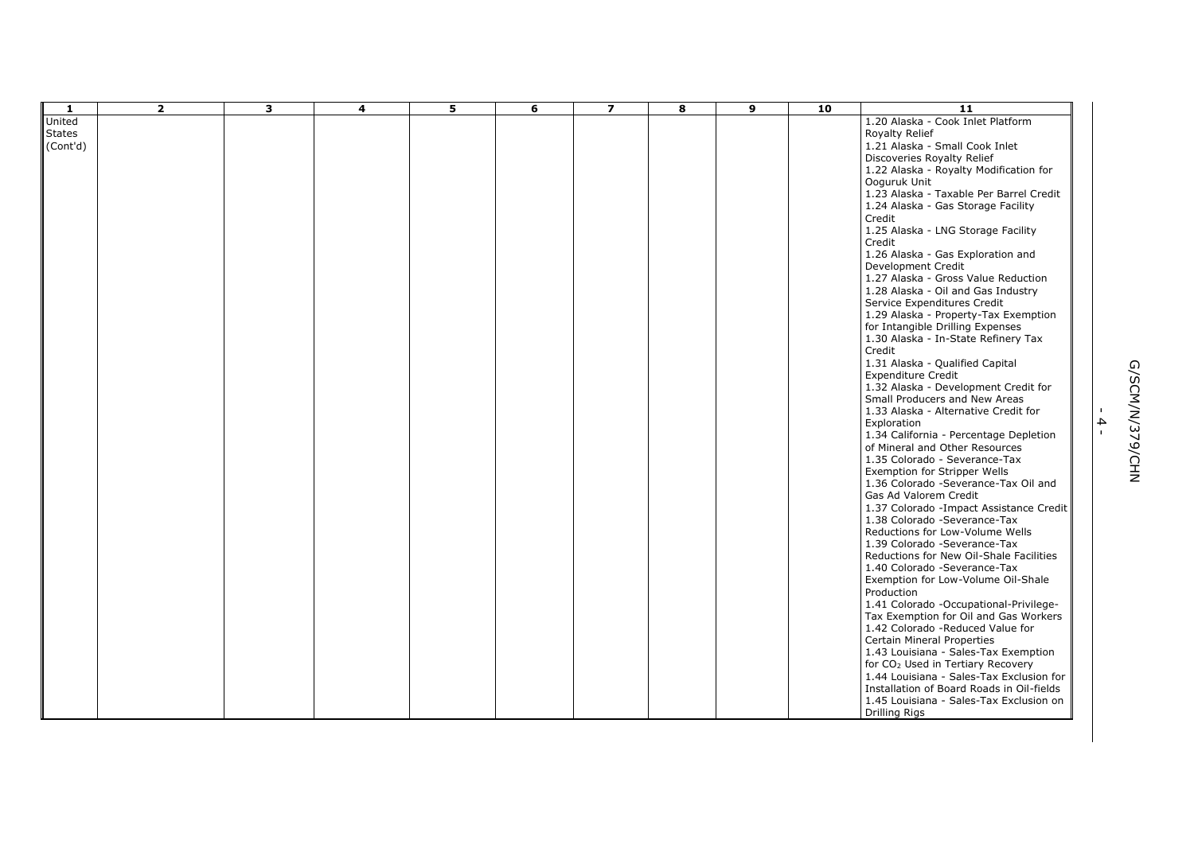| 1 | 2 | 3 | 4 | 5 | 6 | 7 | 8 | 9 | 10 | 11 |
|---|---|---|---|---|---|---|---|---|---|---|
| United States (Cont'd) | | | | | | | | | | 1.20 Alaska - Cook Inlet Platform Royalty Relief<br>1.21 Alaska - Small Cook Inlet Discoveries Royalty Relief<br>1.22 Alaska - Royalty Modification for Ooguruk Unit<br>1.23 Alaska - Taxable Per Barrel Credit<br>1.24 Alaska - Gas Storage Facility Credit<br>1.25 Alaska - LNG Storage Facility Credit<br>1.26 Alaska - Gas Exploration and Development Credit<br>1.27 Alaska - Gross Value Reduction<br>1.28 Alaska - Oil and Gas Industry Service Expenditures Credit<br>1.29 Alaska - Property-Tax Exemption for Intangible Drilling Expenses<br>1.30 Alaska - In-State Refinery Tax Credit<br>1.31 Alaska - Qualified Capital Expenditure Credit<br>1.32 Alaska - Development Credit for Small Producers and New Areas<br>1.33 Alaska - Alternative Credit for Exploration<br>1.34 California - Percentage Depletion of Mineral and Other Resources<br>1.35 Colorado - Severance-Tax Exemption for Stripper Wells<br>1.36 Colorado -Severance-Tax Oil and Gas Ad Valorem Credit<br>1.37 Colorado -Impact Assistance Credit<br>1.38 Colorado -Severance-Tax Reductions for Low-Volume Wells<br>1.39 Colorado -Severance-Tax Reductions for New Oil-Shale Facilities<br>1.40 Colorado -Severance-Tax Exemption for Low-Volume Oil-Shale Production<br>1.41 Colorado -Occupational-Privilege-Tax Exemption for Oil and Gas Workers<br>1.42 Colorado -Reduced Value for Certain Mineral Properties<br>1.43 Louisiana - Sales-Tax Exemption for $CO_2$ Used in Tertiary Recovery<br>1.44 Louisiana - Sales-Tax Exclusion for Installation of Board Roads in Oil-fields<br>1.45 Louisiana - Sales-Tax Exclusion on Drilling Rigs |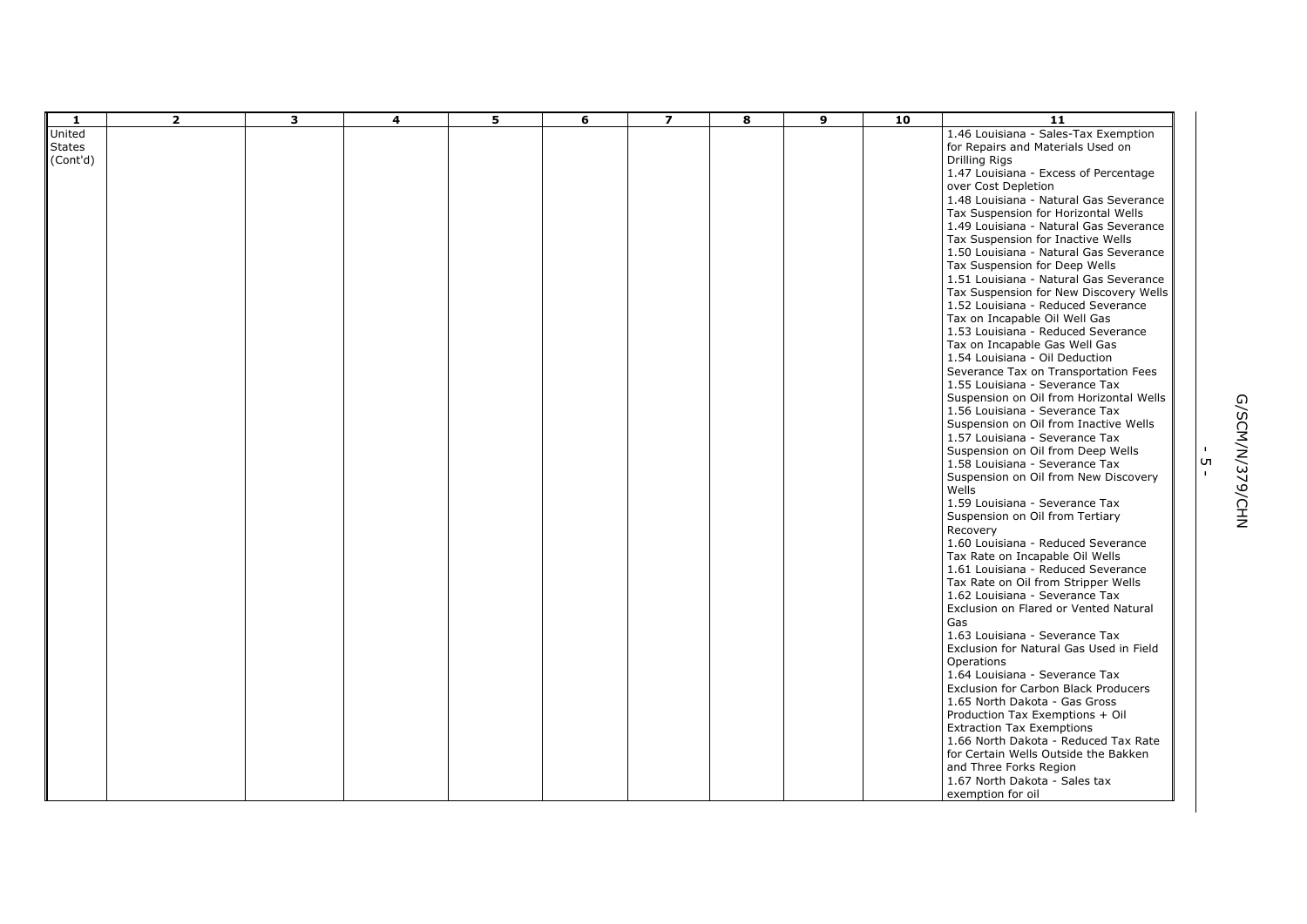| 1 | 2 | 3 | 4 | 5 | 6 | 7 | 8 | 9 | 10 | 11 |
|---|---|---|---|---|---|---|---|---|---|---|
| United States (Cont'd) | | | | | | | | | | 1.46 Louisiana - Sales-Tax Exemption for Repairs and Materials Used on Drilling Rigs<br>1.47 Louisiana - Excess of Percentage over Cost Depletion<br>1.48 Louisiana - Natural Gas Severance Tax Suspension for Horizontal Wells<br>1.49 Louisiana - Natural Gas Severance Tax Suspension for Inactive Wells<br>1.50 Louisiana - Natural Gas Severance Tax Suspension for Deep Wells<br>1.51 Louisiana - Natural Gas Severance Tax Suspension for New Discovery Wells<br>1.52 Louisiana - Reduced Severance Tax on Incapable Oil Well Gas<br>1.53 Louisiana - Reduced Severance Tax on Incapable Gas Well Gas<br>1.54 Louisiana - Oil Deduction Severance Tax on Transportation Fees<br>1.55 Louisiana - Severance Tax Suspension on Oil from Horizontal Wells<br>1.56 Louisiana - Severance Tax Suspension on Oil from Inactive Wells<br>1.57 Louisiana - Severance Tax Suspension on Oil from Deep Wells<br>1.58 Louisiana - Severance Tax Suspension on Oil from New Discovery Wells<br>1.59 Louisiana - Severance Tax Suspension on Oil from Tertiary Recovery<br>1.60 Louisiana - Reduced Severance Tax Rate on Incapable Oil Wells<br>1.61 Louisiana - Reduced Severance Tax Rate on Oil from Stripper Wells<br>1.62 Louisiana - Severance Tax Exclusion on Flared or Vented Natural Gas<br>1.63 Louisiana - Severance Tax Exclusion for Natural Gas Used in Field Operations<br>1.64 Louisiana - Severance Tax Exclusion for Carbon Black Producers<br>1.65 North Dakota - Gas Gross Production Tax Exemptions + Oil Extraction Tax Exemptions<br>1.66 North Dakota - Reduced Tax Rate for Certain Wells Outside the Bakken and Three Forks Region<br>1.67 North Dakota - Sales tax exemption for oil |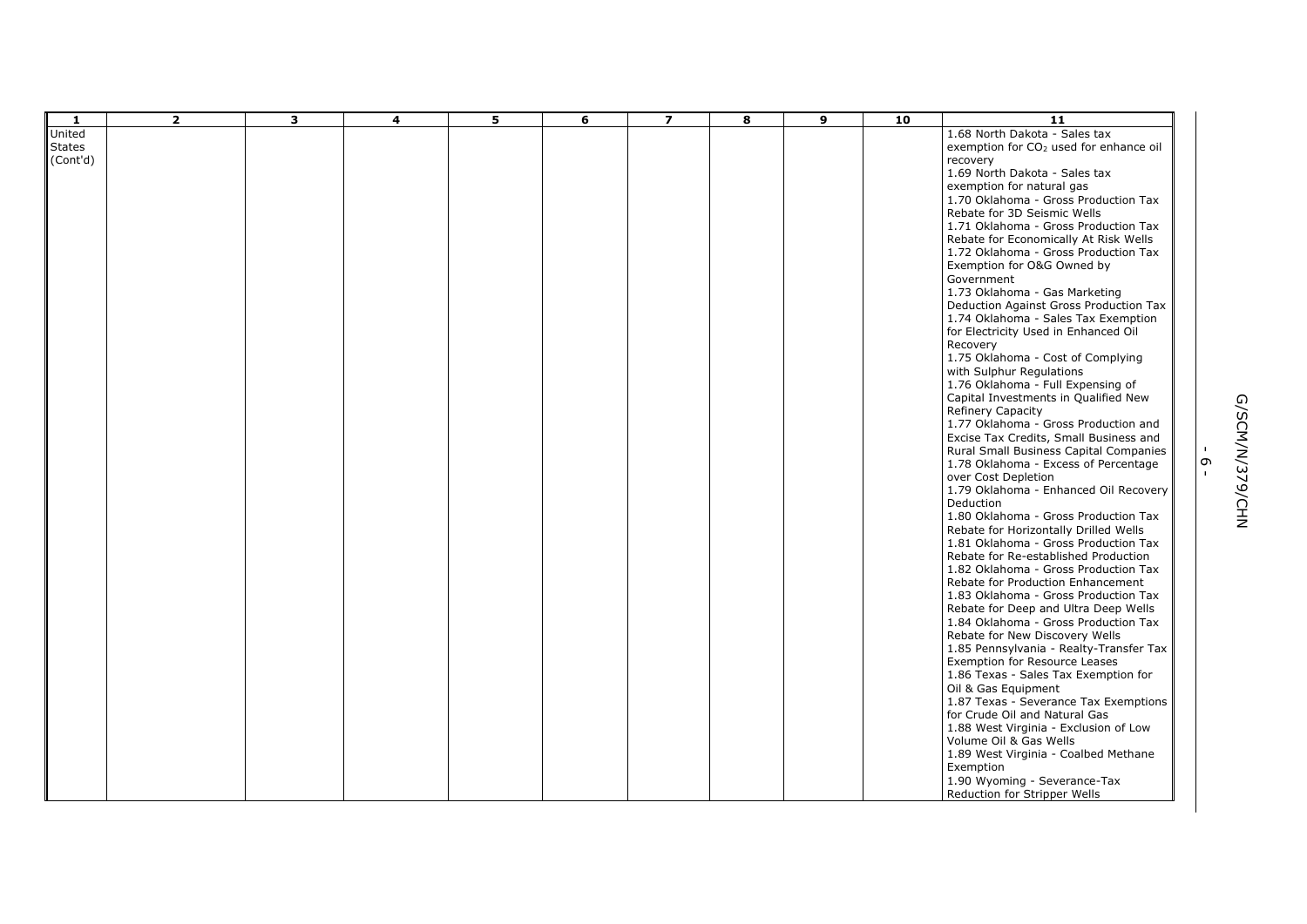| 1 | 2 | 3 | 4 | 5 | 6 | 7 | 8 | 9 | 10 | 11 |
|---|---|---|---|---|---|---|---|---|---|---|
| United States (Cont'd) | | | | | | | | | | 1.68 North Dakota - Sales tax exemption for $CO_2$ used for enhance oil recovery<br>1.69 North Dakota - Sales tax exemption for natural gas<br>1.70 Oklahoma - Gross Production Tax Rebate for 3D Seismic Wells<br>1.71 Oklahoma - Gross Production Tax Rebate for Economically At Risk Wells<br>1.72 Oklahoma - Gross Production Tax Exemption for O&G Owned by Government<br>1.73 Oklahoma - Gas Marketing Deduction Against Gross Production Tax<br>1.74 Oklahoma - Sales Tax Exemption for Electricity Used in Enhanced Oil Recovery<br>1.75 Oklahoma - Cost of Complying with Sulphur Regulations<br>1.76 Oklahoma - Full Expensing of Capital Investments in Qualified New Refinery Capacity<br>1.77 Oklahoma - Gross Production and Excise Tax Credits, Small Business and Rural Small Business Capital Companies<br>1.78 Oklahoma - Excess of Percentage over Cost Depletion<br>1.79 Oklahoma - Enhanced Oil Recovery Deduction<br>1.80 Oklahoma - Gross Production Tax Rebate for Horizontally Drilled Wells<br>1.81 Oklahoma - Gross Production Tax Rebate for Re-established Production<br>1.82 Oklahoma - Gross Production Tax Rebate for Production Enhancement<br>1.83 Oklahoma - Gross Production Tax Rebate for Deep and Ultra Deep Wells<br>1.84 Oklahoma - Gross Production Tax Rebate for New Discovery Wells<br>1.85 Pennsylvania - Realty-Transfer Tax Exemption for Resource Leases<br>1.86 Texas - Sales Tax Exemption for Oil & Gas Equipment<br>1.87 Texas - Severance Tax Exemptions for Crude Oil and Natural Gas<br>1.88 West Virginia - Exclusion of Low Volume Oil & Gas Wells<br>1.89 West Virginia - Coalbed Methane Exemption<br>1.90 Wyoming - Severance-Tax Reduction for Stripper Wells |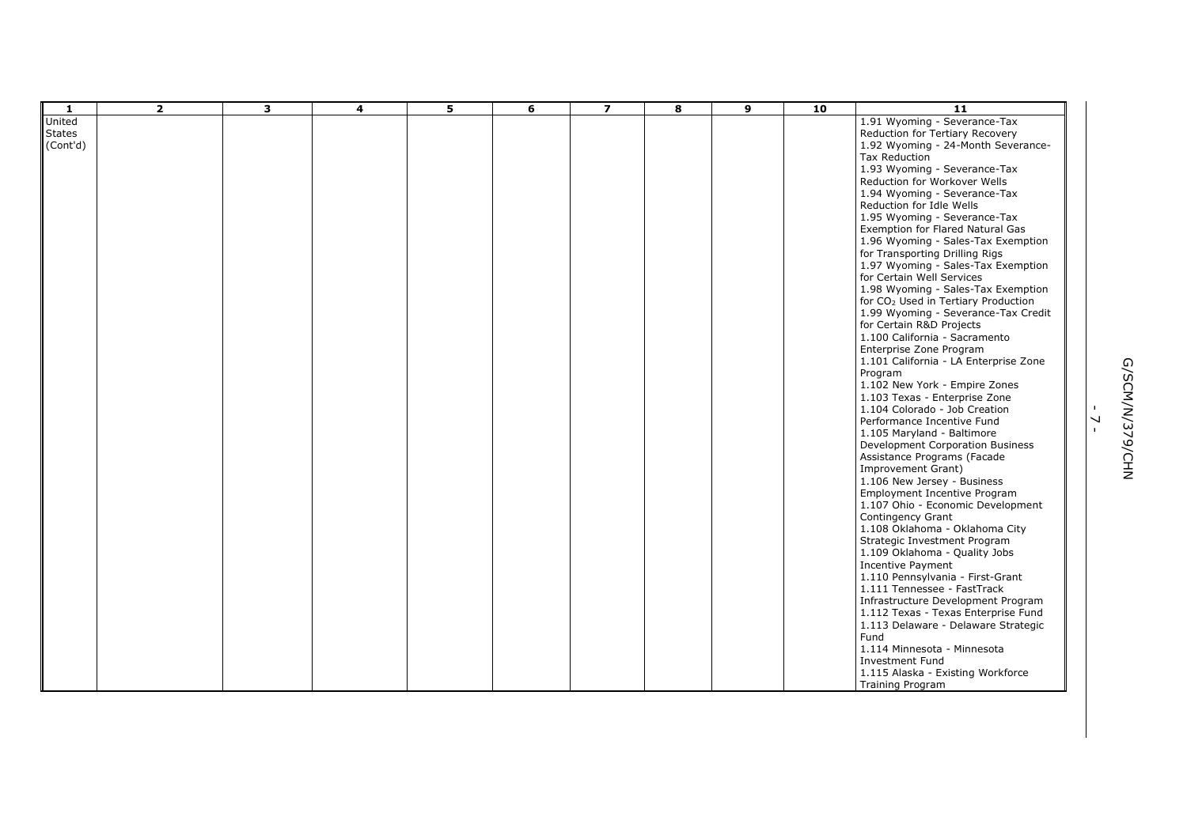| 1 | 2 | 3 | 4 | 5 | 6 | 7 | 8 | 9 | 10 | 11 |
|---|---|---|---|---|---|---|---|---|---|---|
| United States (Cont'd) | | | | | | | | | | 1.91 Wyoming - Severance-Tax Reduction for Tertiary Recovery<br>1.92 Wyoming - 24-Month Severance-Tax Reduction<br>1.93 Wyoming - Severance-Tax Reduction for Workover Wells<br>1.94 Wyoming - Severance-Tax Reduction for Idle Wells<br>1.95 Wyoming - Severance-Tax Exemption for Flared Natural Gas<br>1.96 Wyoming - Sales-Tax Exemption for Transporting Drilling Rigs<br>1.97 Wyoming - Sales-Tax Exemption for Certain Well Services<br>1.98 Wyoming - Sales-Tax Exemption for $CO_2$ Used in Tertiary Production<br>1.99 Wyoming - Severance-Tax Credit for Certain R&D Projects<br>1.100 California - Sacramento Enterprise Zone Program<br>1.101 California - LA Enterprise Zone Program<br>1.102 New York - Empire Zones<br>1.103 Texas - Enterprise Zone<br>1.104 Colorado - Job Creation Performance Incentive Fund<br>1.105 Maryland - Baltimore Development Corporation Business Assistance Programs (Facade Improvement Grant)<br>1.106 New Jersey - Business Employment Incentive Program<br>1.107 Ohio - Economic Development Contingency Grant<br>1.108 Oklahoma - Oklahoma City Strategic Investment Program<br>1.109 Oklahoma - Quality Jobs Incentive Payment<br>1.110 Pennsylvania - First-Grant<br>1.111 Tennessee - FastTrack Infrastructure Development Program<br>1.112 Texas - Texas Enterprise Fund<br>1.113 Delaware - Delaware Strategic Fund<br>1.114 Minnesota - Minnesota Investment Fund<br>1.115 Alaska - Existing Workforce Training Program |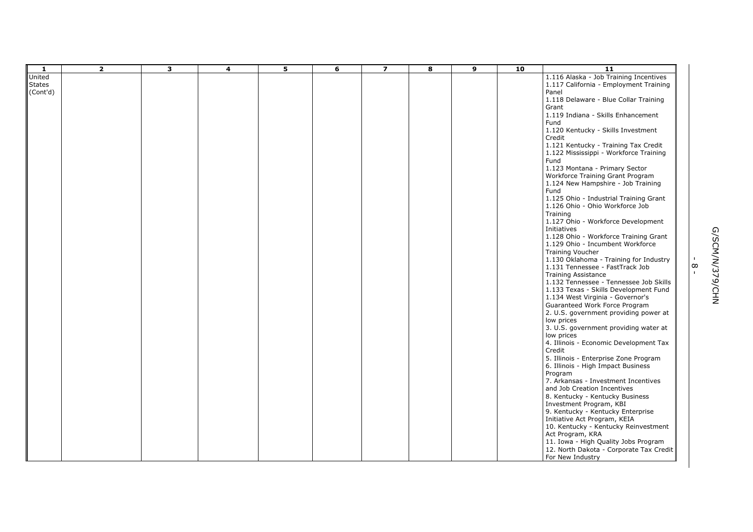| 1 | 2 | 3 | 4 | 5 | 6 | 7 | 8 | 9 | 10 | 11 |
|---|---|---|---|---|---|---|---|---|---|---|
| United States (Cont'd) | | | | | | | | | | 1.116 Alaska - Job Training Incentives<br>1.117 California - Employment Training Panel<br>1.118 Delaware - Blue Collar Training Grant<br>1.119 Indiana - Skills Enhancement Fund<br>1.120 Kentucky - Skills Investment Credit<br>1.121 Kentucky - Training Tax Credit<br>1.122 Mississippi - Workforce Training Fund<br>1.123 Montana - Primary Sector Workforce Training Grant Program<br>1.124 New Hampshire - Job Training Fund<br>1.125 Ohio - Industrial Training Grant<br>1.126 Ohio - Ohio Workforce Job Training<br>1.127 Ohio - Workforce Development Initiatives<br>1.128 Ohio - Workforce Training Grant<br>1.129 Ohio - Incumbent Workforce Training Voucher<br>1.130 Oklahoma - Training for Industry<br>1.131 Tennessee - FastTrack Job Training Assistance<br>1.132 Tennessee - Tennessee Job Skills<br>1.133 Texas - Skills Development Fund<br>1.134 West Virginia - Governor's Guaranteed Work Force Program<br>2. U.S. government providing power at low prices<br>3. U.S. government providing water at low prices<br>4. Illinois - Economic Development Tax Credit<br>5. Illinois - Enterprise Zone Program<br>6. Illinois - High Impact Business Program<br>7. Arkansas - Investment Incentives and Job Creation Incentives<br>8. Kentucky - Kentucky Business Investment Program, KBI<br>9. Kentucky - Kentucky Enterprise Initiative Act Program, KEIA<br>10. Kentucky - Kentucky Reinvestment Act Program, KRA<br>11. Iowa - High Quality Jobs Program<br>12. North Dakota - Corporate Tax Credit For New Industry |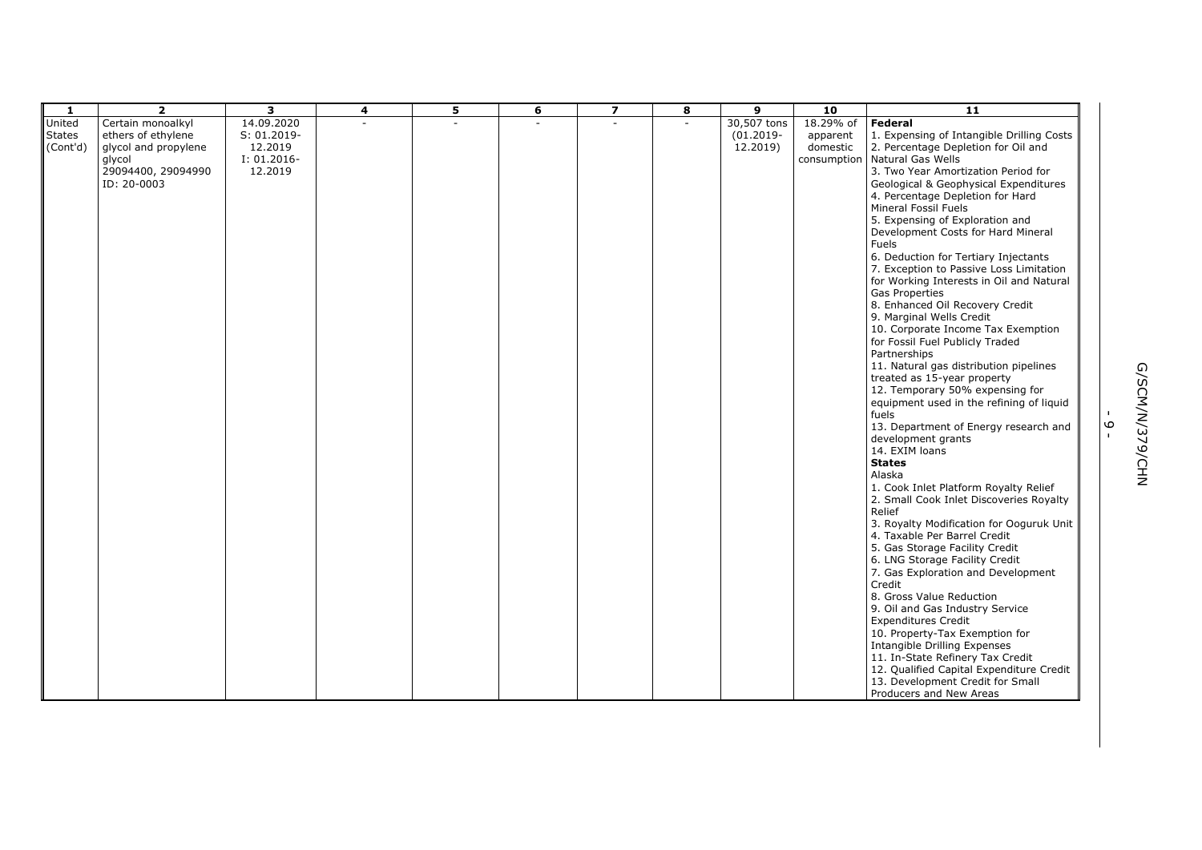| 1 | 2 | 3 | 4 | 5 | 6 | 7 | 8 | 9 | 10 | 11 |
|---|---|---|---|---|---|---|---|---|---|---|
| United States (Cont'd) | Certain monoalkyl ethers of ethylene glycol and propylene glycol 29094400, 29094990 ID: 20-0003 | 14.09.2020 S: 01.2019-12.2019 I: 01.2016-12.2019 | - | - | - | - | - | 30,507 tons (01.2019-12.2019) | 18.29% of apparent domestic consumption | **Federal**<br>1. Expensing of Intangible Drilling Costs<br>2. Percentage Depletion for Oil and Natural Gas Wells<br>3. Two Year Amortization Period for Geological & Geophysical Expenditures<br>4. Percentage Depletion for Hard Mineral Fossil Fuels<br>5. Expensing of Exploration and Development Costs for Hard Mineral Fuels<br>6. Deduction for Tertiary Injectants<br>7. Exception to Passive Loss Limitation for Working Interests in Oil and Natural Gas Properties<br>8. Enhanced Oil Recovery Credit<br>9. Marginal Wells Credit<br>10. Corporate Income Tax Exemption for Fossil Fuel Publicly Traded Partnerships<br>11. Natural gas distribution pipelines treated as 15-year property<br>12. Temporary 50% expensing for equipment used in the refining of liquid fuels<br>13. Department of Energy research and development grants<br>14. EXIM loans<br>**States**<br>Alaska<br>1. Cook Inlet Platform Royalty Relief<br>2. Small Cook Inlet Discoveries Royalty Relief<br>3. Royalty Modification for Ooguruk Unit<br>4. Taxable Per Barrel Credit<br>5. Gas Storage Facility Credit<br>6. LNG Storage Facility Credit<br>7. Gas Exploration and Development Credit<br>8. Gross Value Reduction<br>9. Oil and Gas Industry Service Expenditures Credit<br>10. Property-Tax Exemption for Intangible Drilling Expenses<br>11. In-State Refinery Tax Credit<br>12. Qualified Capital Expenditure Credit<br>13. Development Credit for Small Producers and New Areas |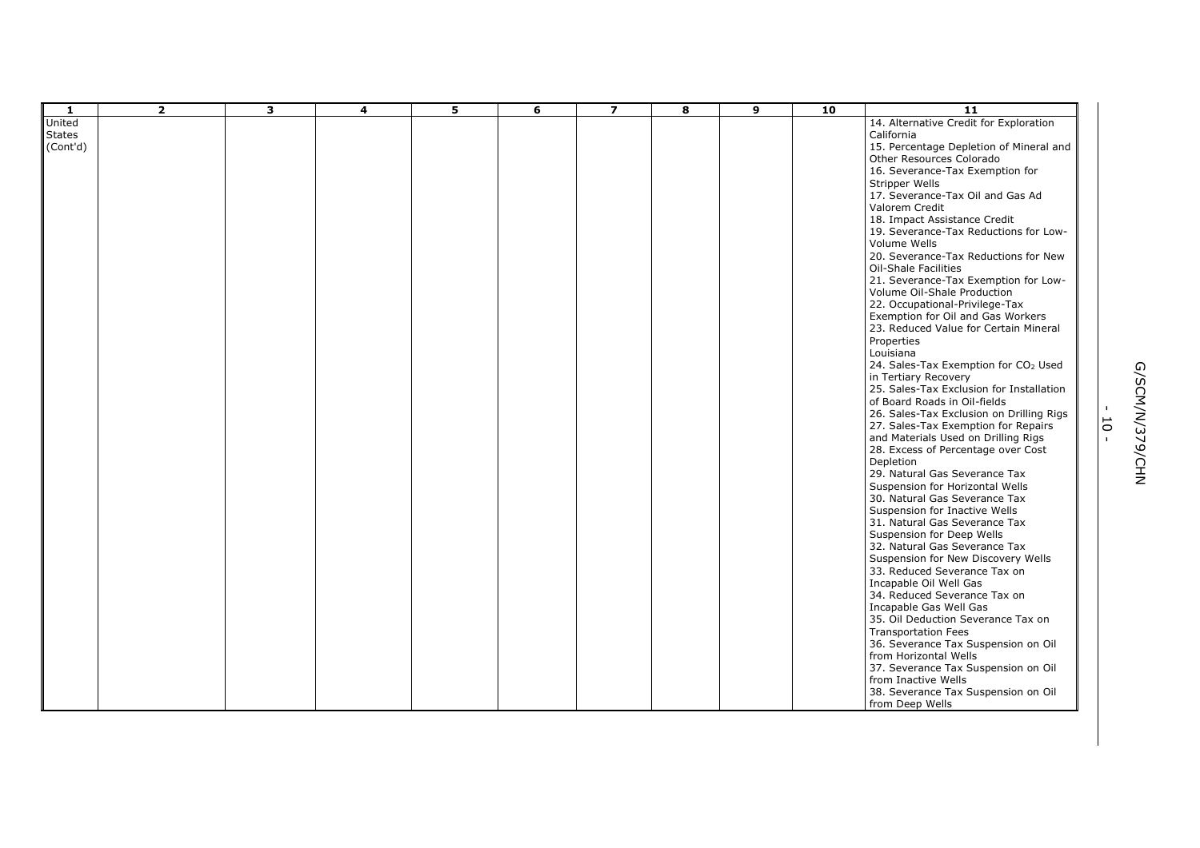| 1 | 2 | 3 | 4 | 5 | 6 | 7 | 8 | 9 | 10 | 11 |
|---|---|---|---|---|---|---|---|---|---|---|
| United States (Cont'd) | | | | | | | | | | 14. Alternative Credit for Exploration<br>California<br>15. Percentage Depletion of Mineral and Other Resources Colorado<br>16. Severance-Tax Exemption for Stripper Wells<br>17. Severance-Tax Oil and Gas Ad Valorem Credit<br>18. Impact Assistance Credit<br>19. Severance-Tax Reductions for Low-Volume Wells<br>20. Severance-Tax Reductions for New Oil-Shale Facilities<br>21. Severance-Tax Exemption for Low-Volume Oil-Shale Production<br>22. Occupational-Privilege-Tax Exemption for Oil and Gas Workers<br>23. Reduced Value for Certain Mineral Properties<br>Louisiana<br>24. Sales-Tax Exemption for $CO_2$ Used in Tertiary Recovery<br>25. Sales-Tax Exclusion for Installation of Board Roads in Oil-fields<br>26. Sales-Tax Exclusion on Drilling Rigs<br>27. Sales-Tax Exemption for Repairs and Materials Used on Drilling Rigs<br>28. Excess of Percentage over Cost Depletion<br>29. Natural Gas Severance Tax Suspension for Horizontal Wells<br>30. Natural Gas Severance Tax Suspension for Inactive Wells<br>31. Natural Gas Severance Tax Suspension for Deep Wells<br>32. Natural Gas Severance Tax Suspension for New Discovery Wells<br>33. Reduced Severance Tax on Incapable Oil Well Gas<br>34. Reduced Severance Tax on Incapable Gas Well Gas<br>35. Oil Deduction Severance Tax on Transportation Fees<br>36. Severance Tax Suspension on Oil from Horizontal Wells<br>37. Severance Tax Suspension on Oil from Inactive Wells<br>38. Severance Tax Suspension on Oil from Deep Wells |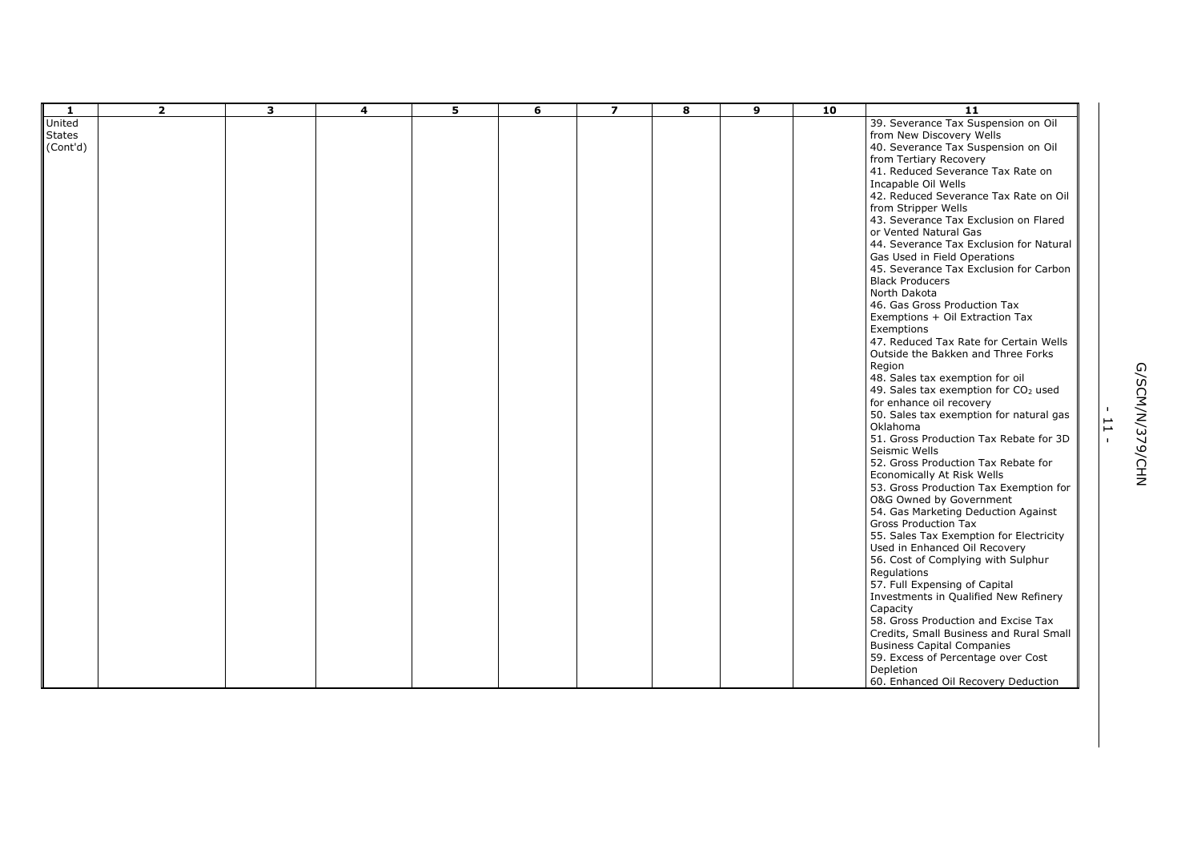| 1 | 2 | 3 | 4 | 5 | 6 | 7 | 8 | 9 | 10 | 11 |
|---|---|---|---|---|---|---|---|---|---|---|
| United States (Cont'd) | | | | | | | | | | 39. Severance Tax Suspension on Oil from New Discovery Wells<br>40. Severance Tax Suspension on Oil from Tertiary Recovery<br>41. Reduced Severance Tax Rate on Incapable Oil Wells<br>42. Reduced Severance Tax Rate on Oil from Stripper Wells<br>43. Severance Tax Exclusion on Flared or Vented Natural Gas<br>44. Severance Tax Exclusion for Natural Gas Used in Field Operations<br>45. Severance Tax Exclusion for Carbon Black Producers<br>North Dakota<br>46. Gas Gross Production Tax Exemptions + Oil Extraction Tax Exemptions<br>47. Reduced Tax Rate for Certain Wells Outside the Bakken and Three Forks Region<br>48. Sales tax exemption for oil<br>49. Sales tax exemption for $CO_2$ used for enhance oil recovery<br>50. Sales tax exemption for natural gas<br>Oklahoma<br>51. Gross Production Tax Rebate for 3D Seismic Wells<br>52. Gross Production Tax Rebate for Economically At Risk Wells<br>53. Gross Production Tax Exemption for O&G Owned by Government<br>54. Gas Marketing Deduction Against Gross Production Tax<br>55. Sales Tax Exemption for Electricity Used in Enhanced Oil Recovery<br>56. Cost of Complying with Sulphur Regulations<br>57. Full Expensing of Capital Investments in Qualified New Refinery Capacity<br>58. Gross Production and Excise Tax Credits, Small Business and Rural Small Business Capital Companies<br>59. Excess of Percentage over Cost Depletion<br>60. Enhanced Oil Recovery Deduction |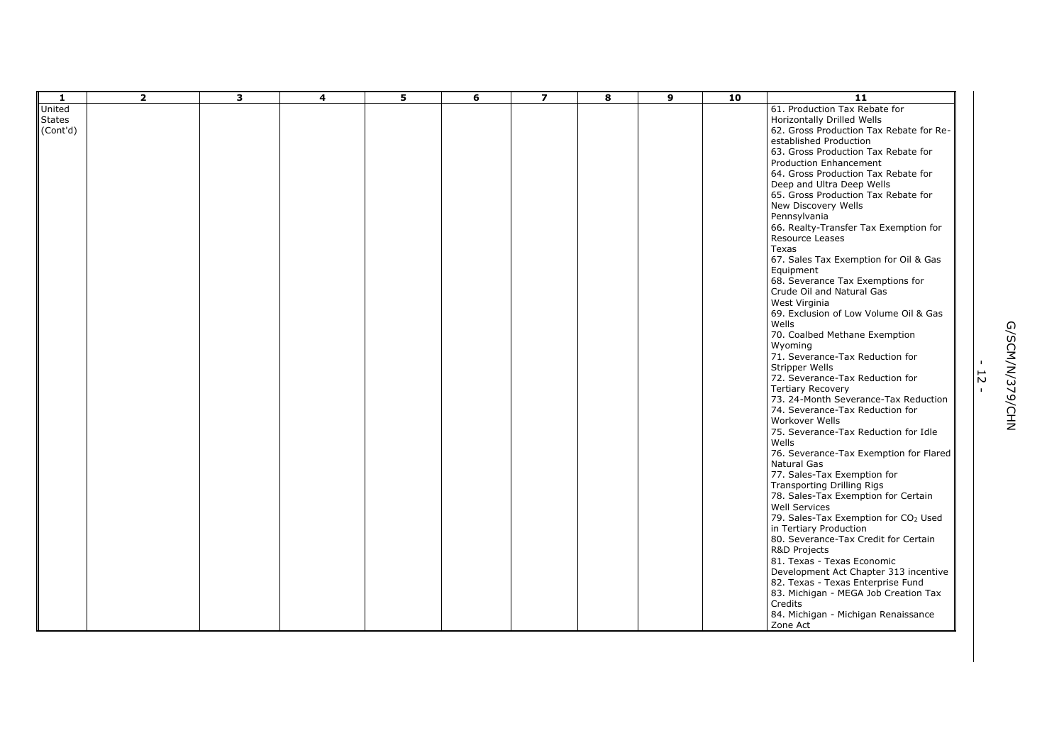| 1 | 2 | 3 | 4 | 5 | 6 | 7 | 8 | 9 | 10 | 11 |
|---|---|---|---|---|---|---|---|---|---|---|
| United States (Cont'd) | | | | | | | | | | 61. Production Tax Rebate for Horizontally Drilled Wells<br>62. Gross Production Tax Rebate for Re-established Production<br>63. Gross Production Tax Rebate for Production Enhancement<br>64. Gross Production Tax Rebate for Deep and Ultra Deep Wells<br>65. Gross Production Tax Rebate for New Discovery Wells<br>Pennsylvania<br>66. Realty-Transfer Tax Exemption for Resource Leases<br>Texas<br>67. Sales Tax Exemption for Oil & Gas Equipment<br>68. Severance Tax Exemptions for Crude Oil and Natural Gas<br>West Virginia<br>69. Exclusion of Low Volume Oil & Gas Wells<br>70. Coalbed Methane Exemption<br>Wyoming<br>71. Severance-Tax Reduction for Stripper Wells<br>72. Severance-Tax Reduction for Tertiary Recovery<br>73. 24-Month Severance-Tax Reduction<br>74. Severance-Tax Reduction for Workover Wells<br>75. Severance-Tax Reduction for Idle Wells<br>76. Severance-Tax Exemption for Flared Natural Gas<br>77. Sales-Tax Exemption for Transporting Drilling Rigs<br>78. Sales-Tax Exemption for Certain Well Services<br>79. Sales-Tax Exemption for $CO_2$ Used in Tertiary Production<br>80. Severance-Tax Credit for Certain R&D Projects<br>81. Texas - Texas Economic Development Act Chapter 313 incentive<br>82. Texas - Texas Enterprise Fund<br>83. Michigan - MEGA Job Creation Tax Credits<br>84. Michigan - Michigan Renaissance Zone Act |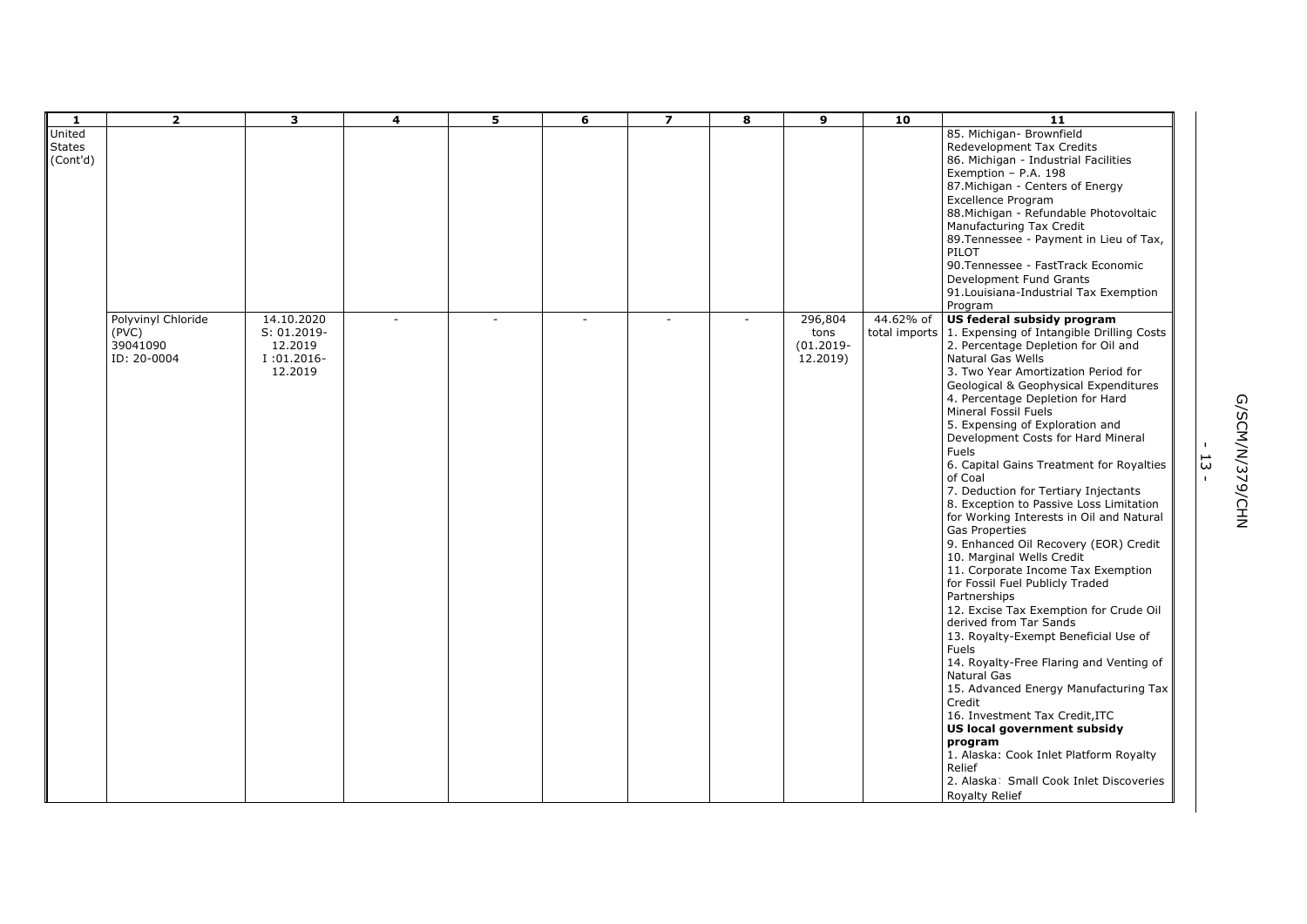| 1 | 2 | 3 | 4 | 5 | 6 | 7 | 8 | 9 | 10 | 11 |
|---|---|---|---|---|---|---|---|---|---|---|
| United States (Cont'd) | | | | | | | | | | 85. Michigan- Brownfield Redevelopment Tax Credits<br>86. Michigan - Industrial Facilities Exemption – P.A. 198<br>87.Michigan - Centers of Energy Excellence Program<br>88.Michigan - Refundable Photovoltaic Manufacturing Tax Credit<br>89.Tennessee - Payment in Lieu of Tax, PILOT<br>90.Tennessee - FastTrack Economic Development Fund Grants<br>91.Louisiana-Industrial Tax Exemption Program |
| | Polyvinyl Chloride (PVC)<br>39041090<br>ID: 20-0004 | 14.10.2020<br>S: 01.2019-12.2019<br>I :01.2016-12.2019 | - | - | - | - | - | 296,804 tons (01.2019-12.2019) | 44.62% of total imports | **US federal subsidy program**<br>1. Expensing of Intangible Drilling Costs<br>2. Percentage Depletion for Oil and Natural Gas Wells<br>3. Two Year Amortization Period for Geological & Geophysical Expenditures<br>4. Percentage Depletion for Hard Mineral Fossil Fuels<br>5. Expensing of Exploration and Development Costs for Hard Mineral Fuels<br>6. Capital Gains Treatment for Royalties of Coal<br>7. Deduction for Tertiary Injectants<br>8. Exception to Passive Loss Limitation for Working Interests in Oil and Natural Gas Properties<br>9. Enhanced Oil Recovery (EOR) Credit<br>10. Marginal Wells Credit<br>11. Corporate Income Tax Exemption for Fossil Fuel Publicly Traded Partnerships<br>12. Excise Tax Exemption for Crude Oil derived from Tar Sands<br>13. Royalty-Exempt Beneficial Use of Fuels<br>14. Royalty-Free Flaring and Venting of Natural Gas<br>15. Advanced Energy Manufacturing Tax Credit<br>16. Investment Tax Credit,ITC<br>**US local government subsidy program**<br>1. Alaska: Cook Inlet Platform Royalty Relief<br>2. Alaska：Small Cook Inlet Discoveries Royalty Relief |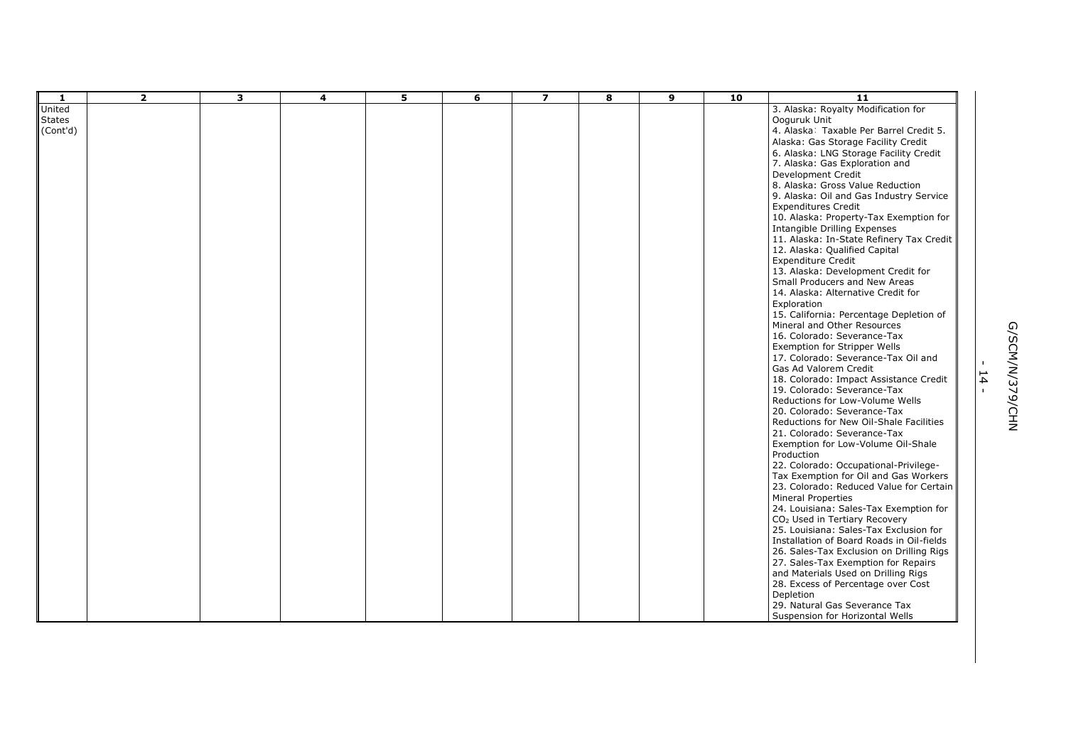| 1 | 2 | 3 | 4 | 5 | 6 | 7 | 8 | 9 | 10 | 11 |
|---|---|---|---|---|---|---|---|---|---|---|
| United States (Cont'd) | | | | | | | | | | 3. Alaska: Royalty Modification for Ooguruk Unit<br>4. Alaska：Taxable Per Barrel Credit 5. Alaska: Gas Storage Facility Credit<br>6. Alaska: LNG Storage Facility Credit<br>7. Alaska: Gas Exploration and Development Credit<br>8. Alaska: Gross Value Reduction<br>9. Alaska: Oil and Gas Industry Service Expenditures Credit<br>10. Alaska: Property-Tax Exemption for Intangible Drilling Expenses<br>11. Alaska: In-State Refinery Tax Credit<br>12. Alaska: Qualified Capital Expenditure Credit<br>13. Alaska: Development Credit for Small Producers and New Areas<br>14. Alaska: Alternative Credit for Exploration<br>15. California: Percentage Depletion of Mineral and Other Resources<br>16. Colorado: Severance-Tax Exemption for Stripper Wells<br>17. Colorado: Severance-Tax Oil and Gas Ad Valorem Credit<br>18. Colorado: Impact Assistance Credit<br>19. Colorado: Severance-Tax Reductions for Low-Volume Wells<br>20. Colorado: Severance-Tax Reductions for New Oil-Shale Facilities<br>21. Colorado: Severance-Tax Exemption for Low-Volume Oil-Shale Production<br>22. Colorado: Occupational-Privilege-Tax Exemption for Oil and Gas Workers<br>23. Colorado: Reduced Value for Certain Mineral Properties<br>24. Louisiana: Sales-Tax Exemption for $CO_2$ Used in Tertiary Recovery<br>25. Louisiana: Sales-Tax Exclusion for Installation of Board Roads in Oil-fields<br>26. Sales-Tax Exclusion on Drilling Rigs<br>27. Sales-Tax Exemption for Repairs and Materials Used on Drilling Rigs<br>28. Excess of Percentage over Cost Depletion<br>29. Natural Gas Severance Tax Suspension for Horizontal Wells |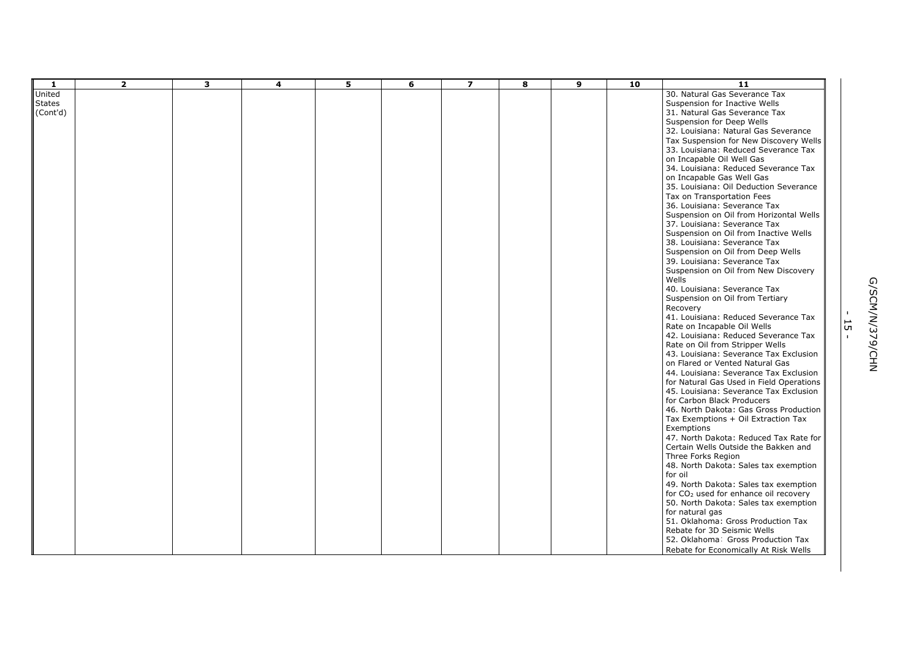| 1 | 2 | 3 | 4 | 5 | 6 | 7 | 8 | 9 | 10 | 11 |
|---|---|---|---|---|---|---|---|---|---|---|
| United States (Cont'd) | | | | | | | | | | 30. Natural Gas Severance Tax Suspension for Inactive Wells<br>31. Natural Gas Severance Tax Suspension for Deep Wells<br>32. Louisiana: Natural Gas Severance Tax Suspension for New Discovery Wells<br>33. Louisiana: Reduced Severance Tax on Incapable Oil Well Gas<br>34. Louisiana: Reduced Severance Tax on Incapable Gas Well Gas<br>35. Louisiana: Oil Deduction Severance Tax on Transportation Fees<br>36. Louisiana: Severance Tax Suspension on Oil from Horizontal Wells<br>37. Louisiana: Severance Tax Suspension on Oil from Inactive Wells<br>38. Louisiana: Severance Tax Suspension on Oil from Deep Wells<br>39. Louisiana: Severance Tax Suspension on Oil from New Discovery Wells<br>40. Louisiana: Severance Tax Suspension on Oil from Tertiary Recovery<br>41. Louisiana: Reduced Severance Tax Rate on Incapable Oil Wells<br>42. Louisiana: Reduced Severance Tax Rate on Oil from Stripper Wells<br>43. Louisiana: Severance Tax Exclusion on Flared or Vented Natural Gas<br>44. Louisiana: Severance Tax Exclusion for Natural Gas Used in Field Operations<br>45. Louisiana: Severance Tax Exclusion for Carbon Black Producers<br>46. North Dakota: Gas Gross Production Tax Exemptions + Oil Extraction Tax Exemptions<br>47. North Dakota: Reduced Tax Rate for Certain Wells Outside the Bakken and Three Forks Region<br>48. North Dakota: Sales tax exemption for oil<br>49. North Dakota: Sales tax exemption for $CO_2$ used for enhance oil recovery<br>50. North Dakota: Sales tax exemption for natural gas<br>51. Oklahoma: Gross Production Tax Rebate for 3D Seismic Wells<br>52. Oklahoma：Gross Production Tax Rebate for Economically At Risk Wells |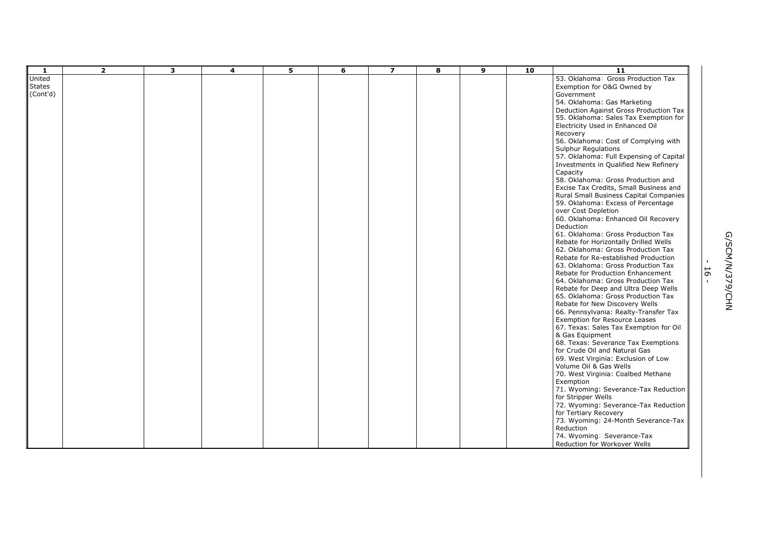| 1 | 2 | 3 | 4 | 5 | 6 | 7 | 8 | 9 | 10 | 11 |
|---|---|---|---|---|---|---|---|---|---|---|
| United States (Cont'd) | | | | | | | | | | 53. Oklahoma：Gross Production Tax Exemption for O&G Owned by Government<br>54. Oklahoma: Gas Marketing Deduction Against Gross Production Tax<br>55. Oklahoma: Sales Tax Exemption for Electricity Used in Enhanced Oil Recovery<br>56. Oklahoma: Cost of Complying with Sulphur Regulations<br>57. Oklahoma: Full Expensing of Capital Investments in Qualified New Refinery Capacity<br>58. Oklahoma: Gross Production and Excise Tax Credits, Small Business and Rural Small Business Capital Companies<br>59. Oklahoma: Excess of Percentage over Cost Depletion<br>60. Oklahoma: Enhanced Oil Recovery Deduction<br>61. Oklahoma: Gross Production Tax Rebate for Horizontally Drilled Wells<br>62. Oklahoma: Gross Production Tax Rebate for Re-established Production<br>63. Oklahoma: Gross Production Tax Rebate for Production Enhancement<br>64. Oklahoma: Gross Production Tax Rebate for Deep and Ultra Deep Wells<br>65. Oklahoma: Gross Production Tax Rebate for New Discovery Wells<br>66. Pennsylvania: Realty-Transfer Tax Exemption for Resource Leases<br>67. Texas: Sales Tax Exemption for Oil & Gas Equipment<br>68. Texas: Severance Tax Exemptions for Crude Oil and Natural Gas<br>69. West Virginia: Exclusion of Low Volume Oil & Gas Wells<br>70. West Virginia: Coalbed Methane Exemption<br>71. Wyoming: Severance-Tax Reduction for Stripper Wells<br>72. Wyoming: Severance-Tax Reduction for Tertiary Recovery<br>73. Wyoming: 24-Month Severance-Tax Reduction<br>74. Wyoming：Severance-Tax Reduction for Workover Wells |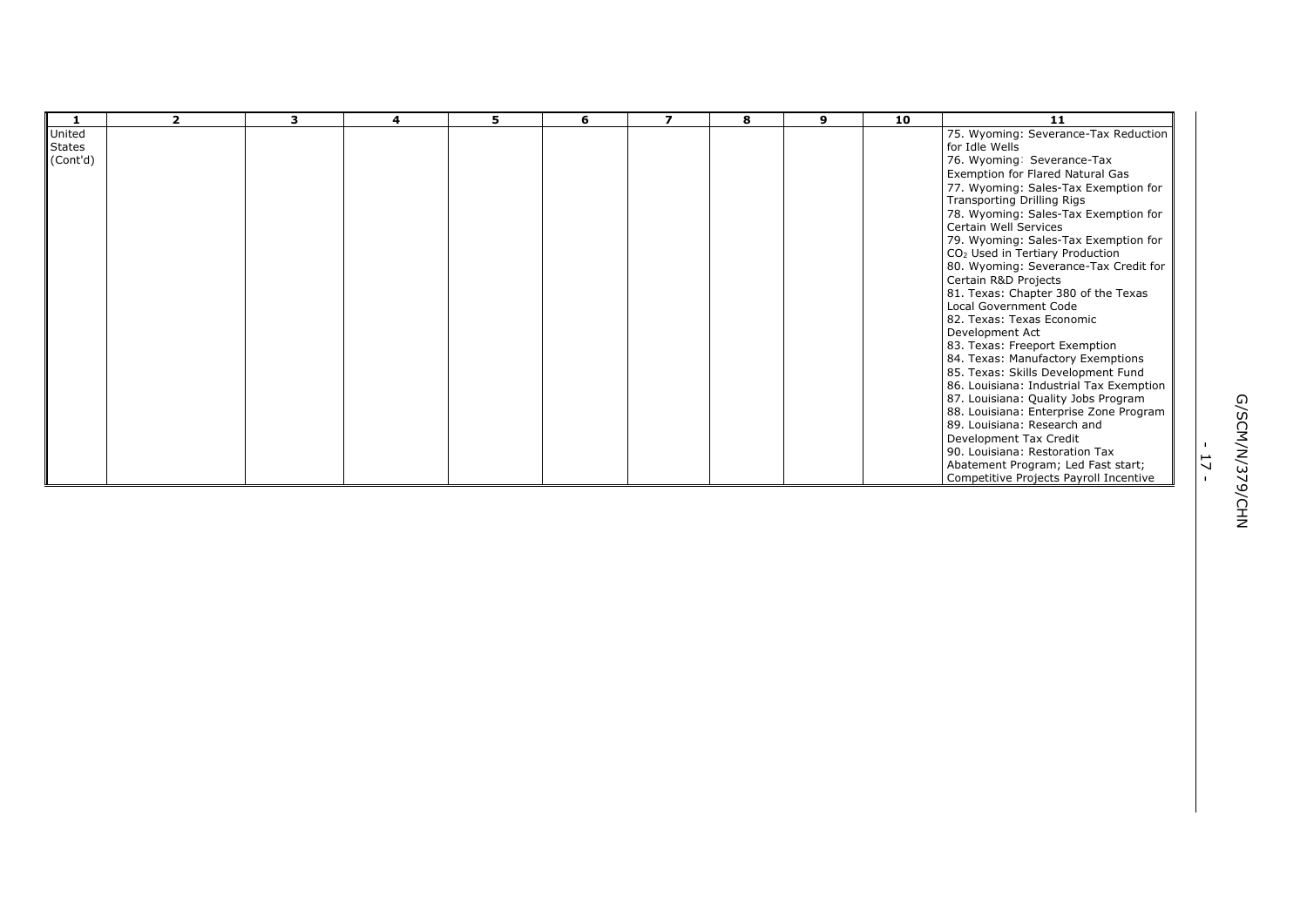| 1 | 2 | 3 | 4 | 5 | 6 | 7 | 8 | 9 | 10 | 11 |
|---|---|---|---|---|---|---|---|---|---|---|
| United States (Cont'd) | | | | | | | | | | 75. Wyoming: Severance-Tax Reduction for Idle Wells<br>76. Wyoming: Severance-Tax Exemption for Flared Natural Gas<br>77. Wyoming: Sales-Tax Exemption for Transporting Drilling Rigs<br>78. Wyoming: Sales-Tax Exemption for Certain Well Services<br>79. Wyoming: Sales-Tax Exemption for $CO_2$ Used in Tertiary Production<br>80. Wyoming: Severance-Tax Credit for Certain R&D Projects<br>81. Texas: Chapter 380 of the Texas Local Government Code<br>82. Texas: Texas Economic Development Act<br>83. Texas: Freeport Exemption<br>84. Texas: Manufactory Exemptions<br>85. Texas: Skills Development Fund<br>86. Louisiana: Industrial Tax Exemption<br>87. Louisiana: Quality Jobs Program<br>88. Louisiana: Enterprise Zone Program<br>89. Louisiana: Research and Development Tax Credit<br>90. Louisiana: Restoration Tax Abatement Program; Led Fast start; Competitive Projects Payroll Incentive |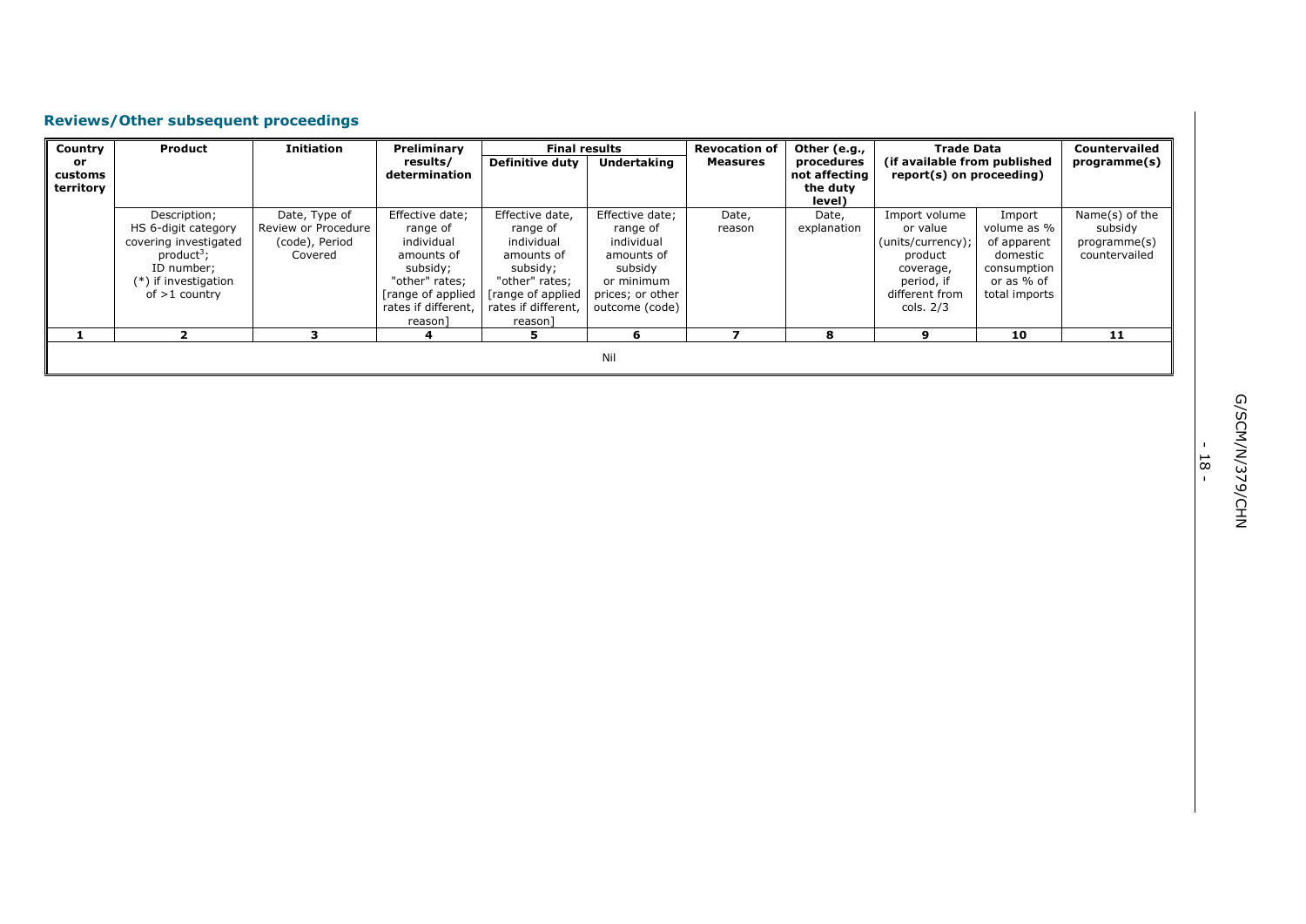## Reviews/Other subsequent proceedings

| Country or customs territory | Product | Initiation | Preliminary results/ determination | Final results | | Revocation of Measures | Other (e.g., procedures not affecting the duty level) | Trade Data (if available from published report(s) on proceeding) | | Countervailed programme(s) |
|---|---|---|---|---|---|---|---|---|---|---|
| | | | | Definitive duty | Undertaking | | | | | |
| | Description; HS 6-digit category covering investigated product[3]; ID number; (*) if investigation of >1 country | Date, Type of Review or Procedure (code), Period Covered | Effective date; range of individual amounts of subsidy; "other" rates; [range of applied rates if different, reason] | Effective date, range of individual amounts of subsidy; "other" rates; [range of applied rates if different, reason] | Effective date; range of individual amounts of subsidy or minimum prices; or other outcome (code) | Date, reason | Date, explanation | Import volume or value (units/currency); product coverage, period, if different from cols. 2/3 | Import volume as % of apparent domestic consumption or as % of total imports | Name(s) of the subsidy programme(s) countervailed |
| 1 | 2 | 3 | 4 | 5 | 6 | 7 | 8 | 9 | 10 | 11 |
| Nil | | | | | | | | | | |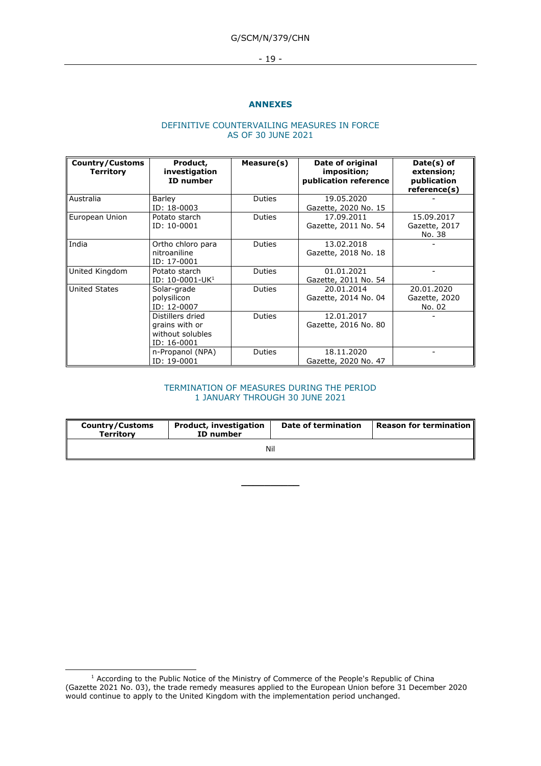## ANNEXES

### DEFINITIVE COUNTERVAILING MEASURES IN FORCE AS OF 30 JUNE 2021

| Country/Customs Territory | Product, investigation ID number | Measure(s) | Date of original imposition; publication reference | Date(s) of extension; publication reference(s) |
|---|---|---|---|---|
| Australia | Barley<br>ID: 18-0003 | Duties | 19.05.2020<br>Gazette, 2020 No. 15 | - |
| European Union | Potato starch<br>ID: 10-0001 | Duties | 17.09.2011<br>Gazette, 2011 No. 54 | 15.09.2017<br>Gazette, 2017 No. 38 |
| India | Ortho chloro para nitroaniline<br>ID: 17-0001 | Duties | 13.02.2018<br>Gazette, 2018 No. 18 | - |
| United Kingdom | Potato starch<br>ID: 10-0001-UK[1] | Duties | 01.01.2021<br>Gazette, 2011 No. 54 | - |
| United States | Solar-grade polysilicon<br>ID: 12-0007 | Duties | 20.01.2014<br>Gazette, 2014 No. 04 | 20.01.2020<br>Gazette, 2020 No. 02 |
| | Distillers dried grains with or without solubles<br>ID: 16-0001 | Duties | 12.01.2017<br>Gazette, 2016 No. 80 | - |
| | n-Propanol (NPA)<br>ID: 19-0001 | Duties | 18.11.2020<br>Gazette, 2020 No. 47 | - |

### TERMINATION OF MEASURES DURING THE PERIOD 1 JANUARY THROUGH 30 JUNE 2021

| Country/Customs Territory | Product, investigation ID number | Date of termination | Reason for termination |
|---|---|---|---|
| Nil | | | |

---

[1] According to the Public Notice of the Ministry of Commerce of the People's Republic of China (Gazette 2021 No. 03), the trade remedy measures applied to the European Union before 31 December 2020 would continue to apply to the United Kingdom with the implementation period unchanged.